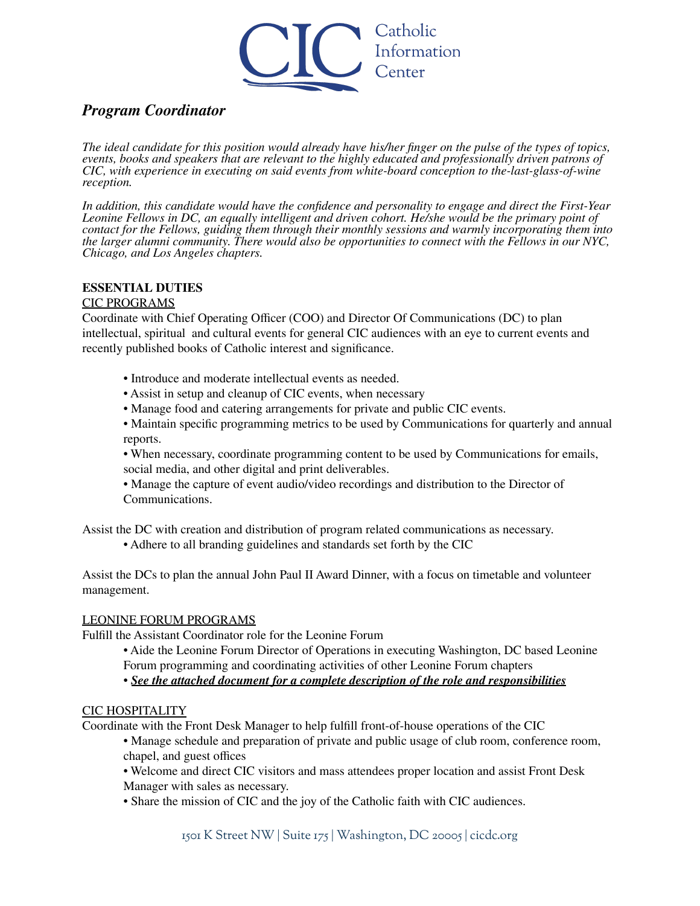Catholic Information Center

# *Program Coordinator*

*The ideal candidate for this position would already have his/her finger on the pulse of the types of topics, events, books and speakers that are relevant to the highly educated and professionally driven patrons of CIC, with experience in executing on said events from white-board conception to the-last-glass-of-wine reception.*

*In addition, this candidate would have the confidence and personality to engage and direct the First-Year Leonine Fellows in DC, an equally intelligent and driven cohort. He/she would be the primary point of contact for the Fellows, guiding them through their monthly sessions and warmly incorporating them into the larger alumni community. There would also be opportunities to connect with the Fellows in our NYC, Chicago, and Los Angeles chapters.*

## ESSENTIAL DUTIES

### CIC PROGRAMS

Coordinate with Chief Operating Officer (COO) and Director Of Communications (DC) to plan intellectual, spiritual and cultural events for general CIC audiences with an eye to current events and recently published books of Catholic interest and significance.

- Introduce and moderate intellectual events as needed.
- Assist in setup and cleanup of CIC events, when necessary
- Manage food and catering arrangements for private and public CIC events.
- Maintain specific programming metrics to be used by Communications for quarterly and annual reports.
- When necessary, coordinate programming content to be used by Communications for emails, social media, and other digital and print deliverables.
- Manage the capture of event audio/video recordings and distribution to the Director of Communications.

Assist the DC with creation and distribution of program related communications as necessary.

- Adhere to all branding guidelines and standards set forth by the CIC

Assist the DCs to plan the annual John Paul II Award Dinner, with a focus on timetable and volunteer management.

### LEONINE FORUM PROGRAMS

Fulfill the Assistant Coordinator role for the Leonine Forum

- Aide the Leonine Forum Director of Operations in executing Washington, DC based Leonine Forum programming and coordinating activities of other Leonine Forum chapters
- ***See the attached document for a complete description of the role and responsibilities***

### CIC HOSPITALITY

Coordinate with the Front Desk Manager to help fulfill front-of-house operations of the CIC

- Manage schedule and preparation of private and public usage of club room, conference room, chapel, and guest offices
- Welcome and direct CIC visitors and mass attendees proper location and assist Front Desk Manager with sales as necessary.
- Share the mission of CIC and the joy of the Catholic faith with CIC audiences.

1501 K Street NW | Suite 175 | Washington, DC 20005 | cicdc.org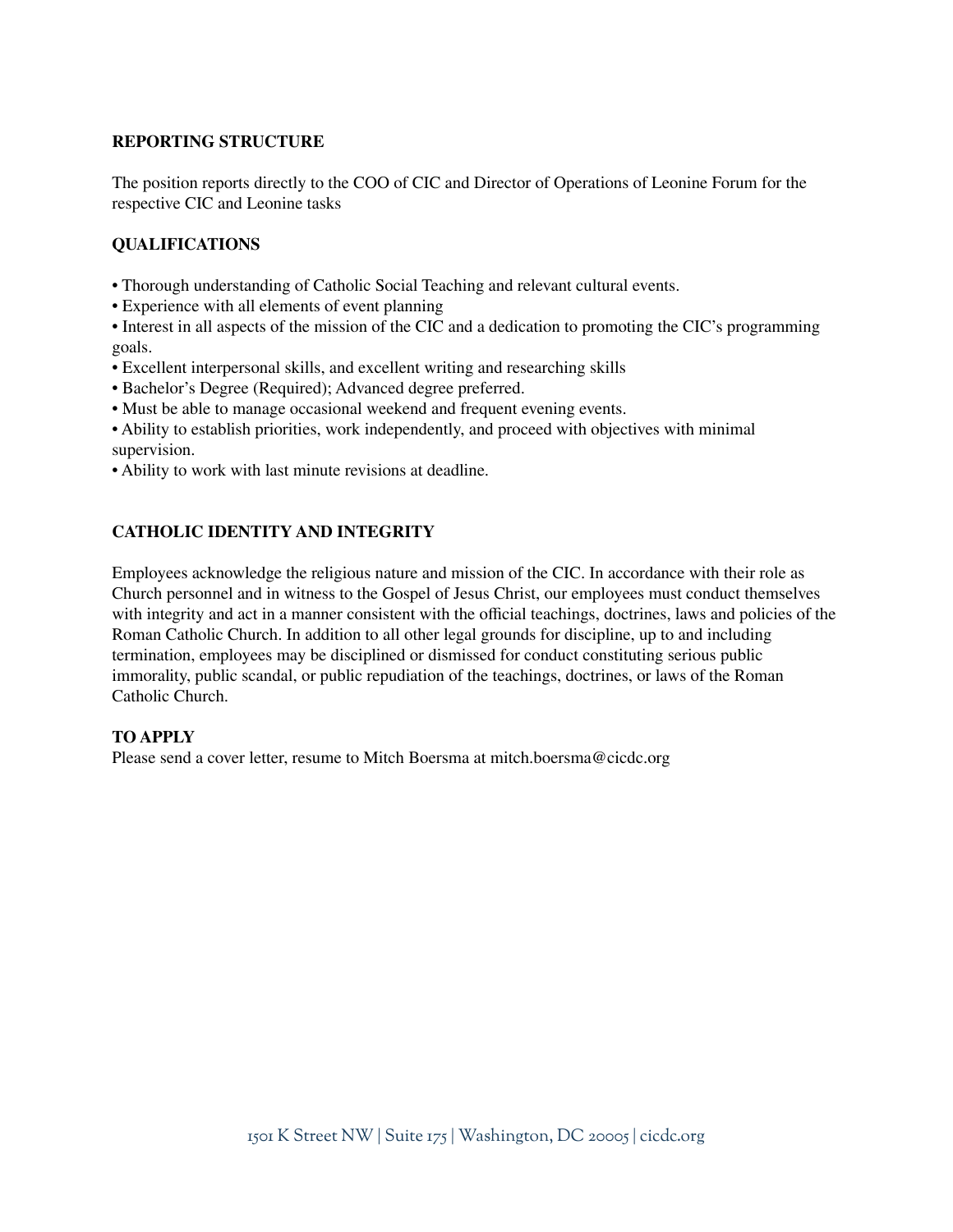## REPORTING STRUCTURE

The position reports directly to the COO of CIC and Director of Operations of Leonine Forum for the respective CIC and Leonine tasks

## QUALIFICATIONS

- Thorough understanding of Catholic Social Teaching and relevant cultural events.
- Experience with all elements of event planning
- Interest in all aspects of the mission of the CIC and a dedication to promoting the CIC's programming goals.
- Excellent interpersonal skills, and excellent writing and researching skills
- Bachelor's Degree (Required); Advanced degree preferred.
- Must be able to manage occasional weekend and frequent evening events.
- Ability to establish priorities, work independently, and proceed with objectives with minimal supervision.
- Ability to work with last minute revisions at deadline.

## CATHOLIC IDENTITY AND INTEGRITY

Employees acknowledge the religious nature and mission of the CIC. In accordance with their role as Church personnel and in witness to the Gospel of Jesus Christ, our employees must conduct themselves with integrity and act in a manner consistent with the official teachings, doctrines, laws and policies of the Roman Catholic Church. In addition to all other legal grounds for discipline, up to and including termination, employees may be disciplined or dismissed for conduct constituting serious public immorality, public scandal, or public repudiation of the teachings, doctrines, or laws of the Roman Catholic Church.

## TO APPLY

Please send a cover letter, resume to Mitch Boersma at mitch.boersma@cicdc.org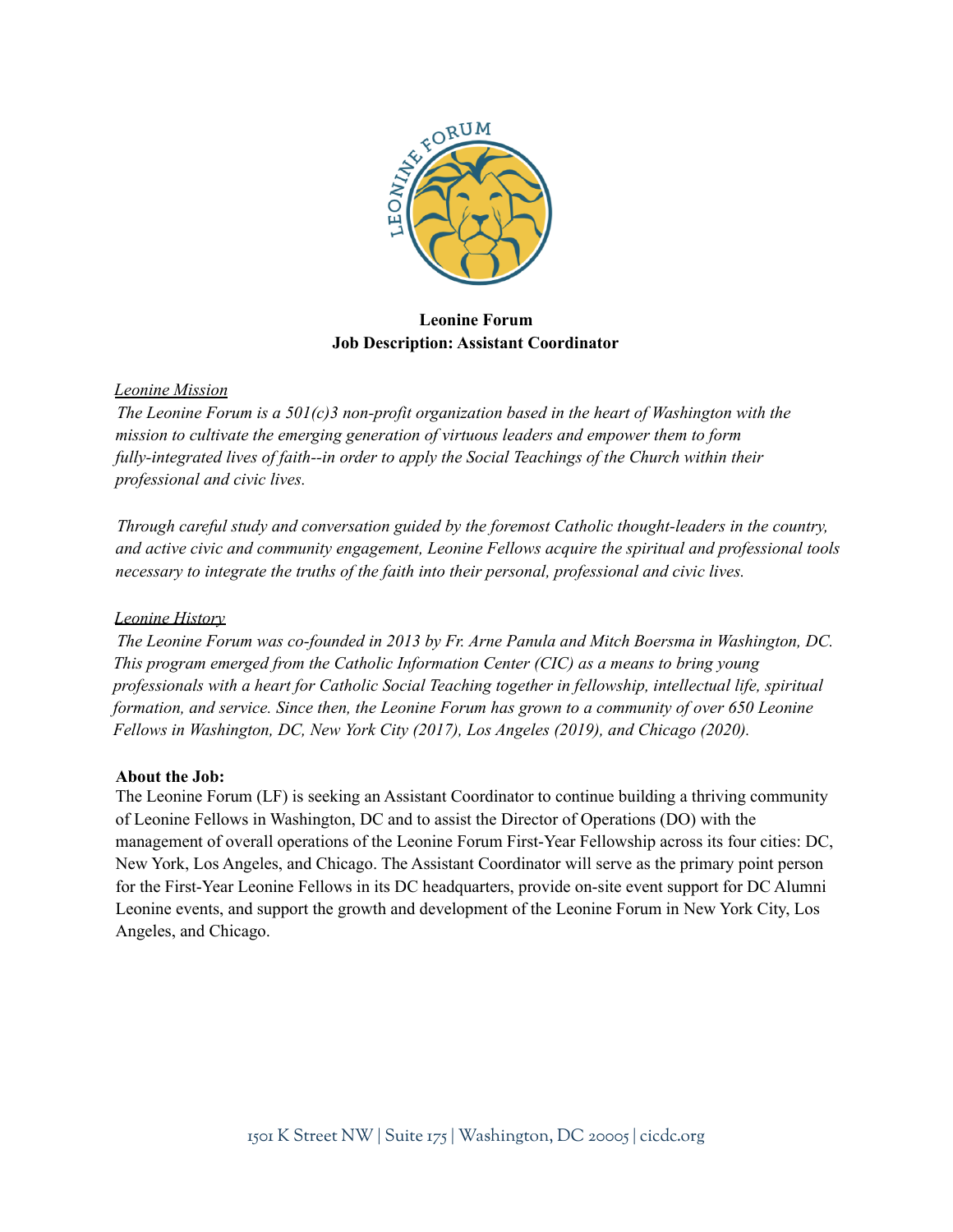**Leonine Forum**
**Job Description: Assistant Coordinator**

*Leonine Mission*

*The Leonine Forum is a 501(c)3 non-profit organization based in the heart of Washington with the mission to cultivate the emerging generation of virtuous leaders and empower them to form fully-integrated lives of faith--in order to apply the Social Teachings of the Church within their professional and civic lives.*

*Through careful study and conversation guided by the foremost Catholic thought-leaders in the country, and active civic and community engagement, Leonine Fellows acquire the spiritual and professional tools necessary to integrate the truths of the faith into their personal, professional and civic lives.*

*Leonine History*

*The Leonine Forum was co-founded in 2013 by Fr. Arne Panula and Mitch Boersma in Washington, DC. This program emerged from the Catholic Information Center (CIC) as a means to bring young professionals with a heart for Catholic Social Teaching together in fellowship, intellectual life, spiritual formation, and service. Since then, the Leonine Forum has grown to a community of over 650 Leonine Fellows in Washington, DC, New York City (2017), Los Angeles (2019), and Chicago (2020).*

**About the Job:**

The Leonine Forum (LF) is seeking an Assistant Coordinator to continue building a thriving community of Leonine Fellows in Washington, DC and to assist the Director of Operations (DO) with the management of overall operations of the Leonine Forum First-Year Fellowship across its four cities: DC, New York, Los Angeles, and Chicago. The Assistant Coordinator will serve as the primary point person for the First-Year Leonine Fellows in its DC headquarters, provide on-site event support for DC Alumni Leonine events, and support the growth and development of the Leonine Forum in New York City, Los Angeles, and Chicago.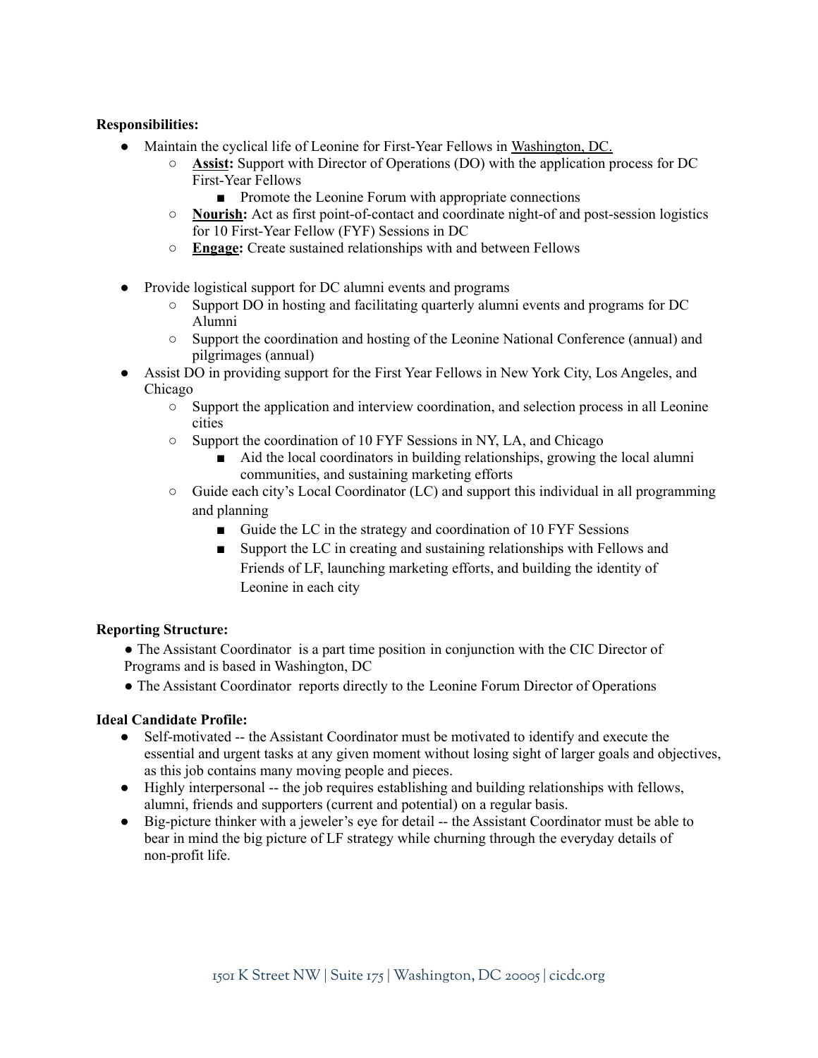**Responsibilities:**

- Maintain the cyclical life of Leonine for First-Year Fellows in Washington, DC.
  - **Assist:** Support with Director of Operations (DO) with the application process for DC First-Year Fellows
    - Promote the Leonine Forum with appropriate connections
  - **Nourish:** Act as first point-of-contact and coordinate night-of and post-session logistics for 10 First-Year Fellow (FYF) Sessions in DC
  - **Engage:** Create sustained relationships with and between Fellows
- Provide logistical support for DC alumni events and programs
  - Support DO in hosting and facilitating quarterly alumni events and programs for DC Alumni
  - Support the coordination and hosting of the Leonine National Conference (annual) and pilgrimages (annual)
- Assist DO in providing support for the First Year Fellows in New York City, Los Angeles, and Chicago
  - Support the application and interview coordination, and selection process in all Leonine cities
  - Support the coordination of 10 FYF Sessions in NY, LA, and Chicago
    - Aid the local coordinators in building relationships, growing the local alumni communities, and sustaining marketing efforts
  - Guide each city's Local Coordinator (LC) and support this individual in all programming and planning
    - Guide the LC in the strategy and coordination of 10 FYF Sessions
    - Support the LC in creating and sustaining relationships with Fellows and Friends of LF, launching marketing efforts, and building the identity of Leonine in each city

**Reporting Structure:**

- The Assistant Coordinator is a part time position in conjunction with the CIC Director of Programs and is based in Washington, DC
- The Assistant Coordinator reports directly to the Leonine Forum Director of Operations

**Ideal Candidate Profile:**

- Self-motivated -- the Assistant Coordinator must be motivated to identify and execute the essential and urgent tasks at any given moment without losing sight of larger goals and objectives, as this job contains many moving people and pieces.
- Highly interpersonal -- the job requires establishing and building relationships with fellows, alumni, friends and supporters (current and potential) on a regular basis.
- Big-picture thinker with a jeweler's eye for detail -- the Assistant Coordinator must be able to bear in mind the big picture of LF strategy while churning through the everyday details of non-profit life.